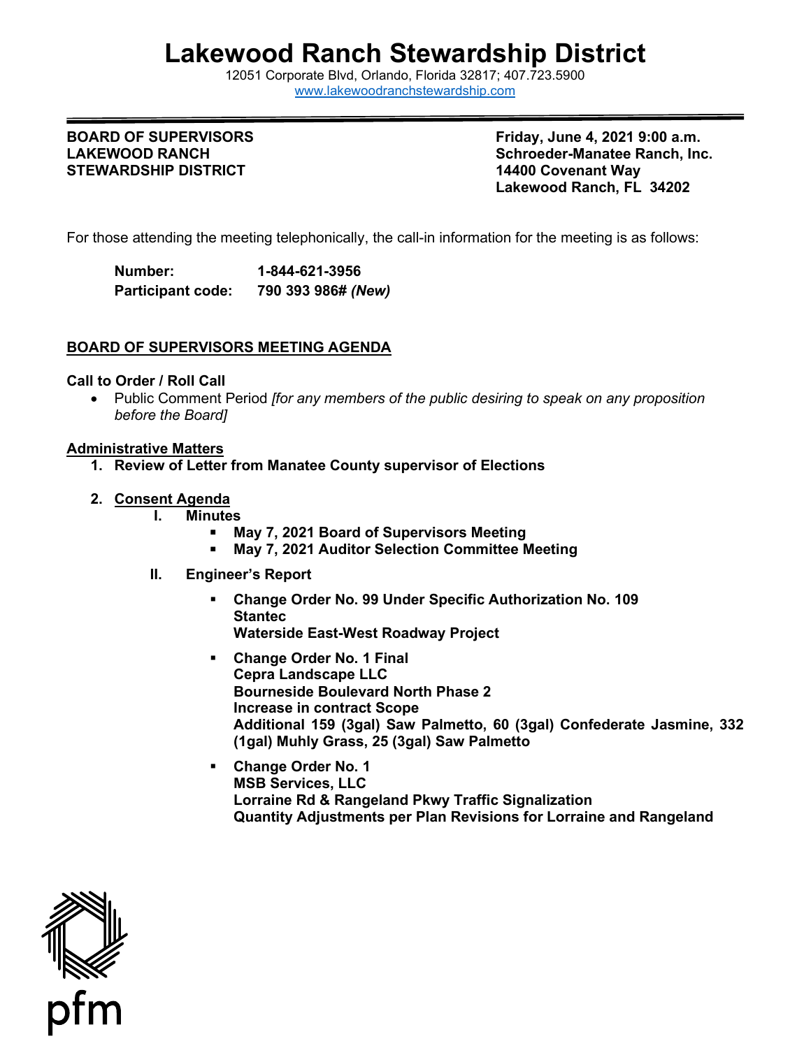# Lakewood Ranch Stewardship District

12051 Corporate Blvd, Orlando, Florida 32817; 407.723.5900
www.lakewoodranchstewardship.com

**BOARD OF SUPERVISORS**
**LAKEWOOD RANCH**
**STEWARDSHIP DISTRICT**

**Friday, June 4, 2021 9:00 a.m.**
**Schroeder-Manatee Ranch, Inc.**
**14400 Covenant Way**
**Lakewood Ranch, FL 34202**

For those attending the meeting telephonically, the call-in information for the meeting is as follows:

**Number:** **1-844-621-3956**
**Participant code:** **790 393 986#** ***(New)***

**BOARD OF SUPERVISORS MEETING AGENDA**

**Call to Order / Roll Call**

- Public Comment Period *[for any members of the public desiring to speak on any proposition before the Board]*

**Administrative Matters**

1. **Review of Letter from Manatee County supervisor of Elections**

2. **Consent Agenda**
   - **I. Minutes**
     - **May 7, 2021 Board of Supervisors Meeting**
     - **May 7, 2021 Auditor Selection Committee Meeting**
   - **II. Engineer's Report**
     - **Change Order No. 99 Under Specific Authorization No. 109**
       **Stantec**
       **Waterside East-West Roadway Project**
     - **Change Order No. 1 Final**
       **Cepra Landscape LLC**
       **Bourneside Boulevard North Phase 2**
       **Increase in contract Scope**
       **Additional 159 (3gal) Saw Palmetto, 60 (3gal) Confederate Jasmine, 332 (1gal) Muhly Grass, 25 (3gal) Saw Palmetto**
     - **Change Order No. 1**
       **MSB Services, LLC**
       **Lorraine Rd & Rangeland Pkwy Traffic Signalization**
       **Quantity Adjustments per Plan Revisions for Lorraine and Rangeland**

pfm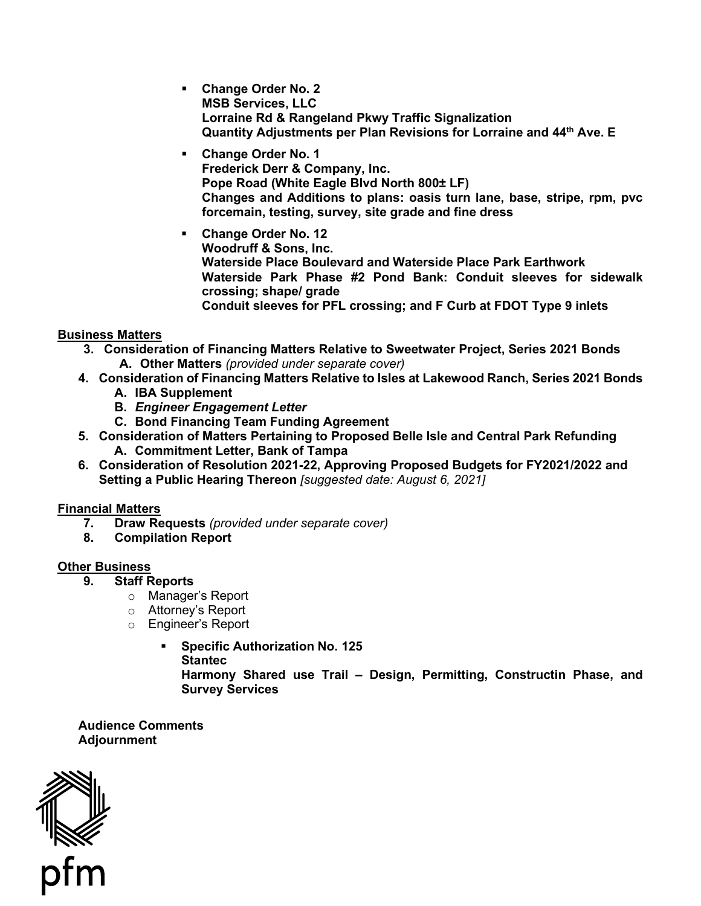- **Change Order No. 2**
  **MSB Services, LLC**
  **Lorraine Rd & Rangeland Pkwy Traffic Signalization**
  **Quantity Adjustments per Plan Revisions for Lorraine and 44th Ave. E**

- **Change Order No. 1**
  **Frederick Derr & Company, Inc.**
  **Pope Road (White Eagle Blvd North 800± LF)**
  **Changes and Additions to plans: oasis turn lane, base, stripe, rpm, pvc forcemain, testing, survey, site grade and fine dress**

- **Change Order No. 12**
  **Woodruff & Sons, Inc.**
  **Waterside Place Boulevard and Waterside Place Park Earthwork**
  **Waterside Park Phase #2 Pond Bank: Conduit sleeves for sidewalk crossing; shape/ grade**
  **Conduit sleeves for PFL crossing; and F Curb at FDOT Type 9 inlets**

**Business Matters**

3. **Consideration of Financing Matters Relative to Sweetwater Project, Series 2021 Bonds**
   A. **Other Matters** *(provided under separate cover)*
4. **Consideration of Financing Matters Relative to Isles at Lakewood Ranch, Series 2021 Bonds**
   A. **IBA Supplement**
   B. ***Engineer Engagement Letter***
   C. **Bond Financing Team Funding Agreement**
5. **Consideration of Matters Pertaining to Proposed Belle Isle and Central Park Refunding**
   A. **Commitment Letter, Bank of Tampa**
6. **Consideration of Resolution 2021-22, Approving Proposed Budgets for FY2021/2022 and Setting a Public Hearing Thereon** *[suggested date: August 6, 2021]*

**Financial Matters**

7. **Draw Requests** *(provided under separate cover)*
8. **Compilation Report**

**Other Business**

9. **Staff Reports**
   - Manager's Report
   - Attorney's Report
   - Engineer's Report
     - **Specific Authorization No. 125**
       **Stantec**
       **Harmony Shared use Trail – Design, Permitting, Constructin Phase, and Survey Services**

**Audience Comments**
**Adjournment**

pfm